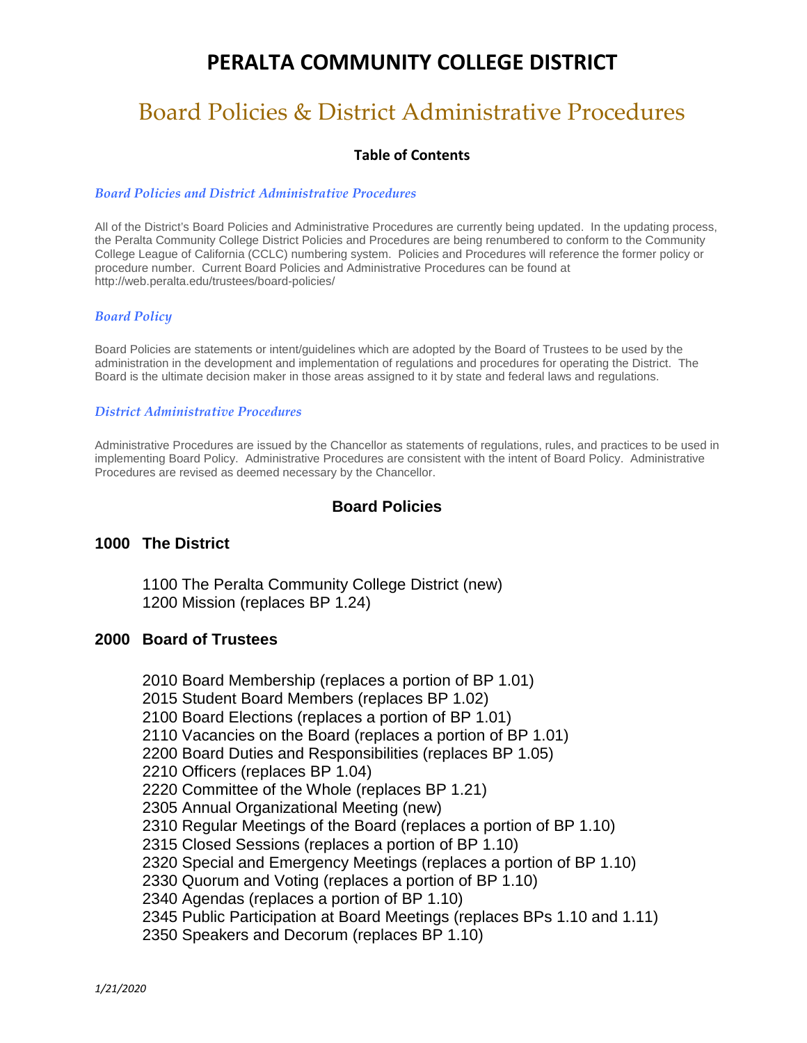# PERALTA COMMUNITY COLLEGE DISTRICT

## Board Policies & District Administrative Procedures

**Table of Contents**

### *Board Policies and District Administrative Procedures*

All of the District's Board Policies and Administrative Procedures are currently being updated. In the updating process, the Peralta Community College District Policies and Procedures are being renumbered to conform to the Community College League of California (CCLC) numbering system. Policies and Procedures will reference the former policy or procedure number. Current Board Policies and Administrative Procedures can be found at http://web.peralta.edu/trustees/board-policies/

### *Board Policy*

Board Policies are statements or intent/guidelines which are adopted by the Board of Trustees to be used by the administration in the development and implementation of regulations and procedures for operating the District. The Board is the ultimate decision maker in those areas assigned to it by state and federal laws and regulations.

### *District Administrative Procedures*

Administrative Procedures are issued by the Chancellor as statements of regulations, rules, and practices to be used in implementing Board Policy. Administrative Procedures are consistent with the intent of Board Policy. Administrative Procedures are revised as deemed necessary by the Chancellor.

## Board Policies

### 1000 The District

1100 The Peralta Community College District (new)
1200 Mission (replaces BP 1.24)

### 2000 Board of Trustees

2010 Board Membership (replaces a portion of BP 1.01)
2015 Student Board Members (replaces BP 1.02)
2100 Board Elections (replaces a portion of BP 1.01)
2110 Vacancies on the Board (replaces a portion of BP 1.01)
2200 Board Duties and Responsibilities (replaces BP 1.05)
2210 Officers (replaces BP 1.04)
2220 Committee of the Whole (replaces BP 1.21)
2305 Annual Organizational Meeting (new)
2310 Regular Meetings of the Board (replaces a portion of BP 1.10)
2315 Closed Sessions (replaces a portion of BP 1.10)
2320 Special and Emergency Meetings (replaces a portion of BP 1.10)
2330 Quorum and Voting (replaces a portion of BP 1.10)
2340 Agendas (replaces a portion of BP 1.10)
2345 Public Participation at Board Meetings (replaces BPs 1.10 and 1.11)
2350 Speakers and Decorum (replaces BP 1.10)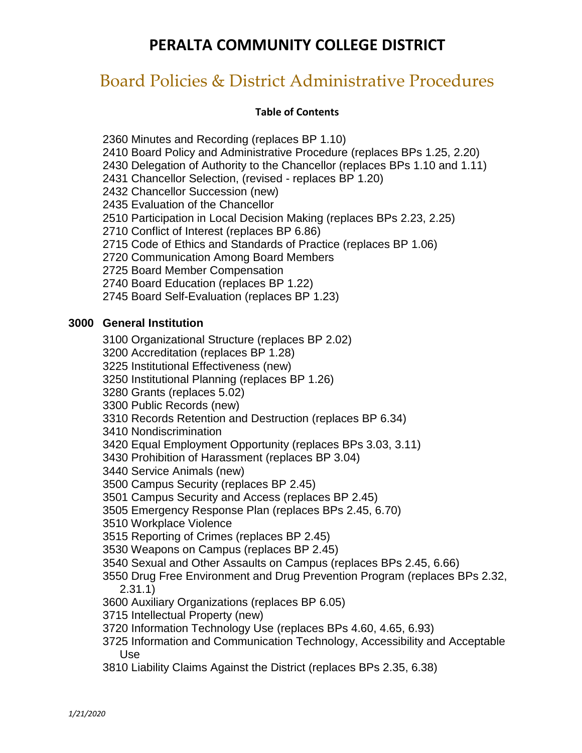# PERALTA COMMUNITY COLLEGE DISTRICT

## Board Policies & District Administrative Procedures

**Table of Contents**

- 2360 Minutes and Recording (replaces BP 1.10)
- 2410 Board Policy and Administrative Procedure (replaces BPs 1.25, 2.20)
- 2430 Delegation of Authority to the Chancellor (replaces BPs 1.10 and 1.11)
- 2431 Chancellor Selection, (revised - replaces BP 1.20)
- 2432 Chancellor Succession (new)
- 2435 Evaluation of the Chancellor
- 2510 Participation in Local Decision Making (replaces BPs 2.23, 2.25)
- 2710 Conflict of Interest (replaces BP 6.86)
- 2715 Code of Ethics and Standards of Practice (replaces BP 1.06)
- 2720 Communication Among Board Members
- 2725 Board Member Compensation
- 2740 Board Education (replaces BP 1.22)
- 2745 Board Self-Evaluation (replaces BP 1.23)

### 3000 General Institution

- 3100 Organizational Structure (replaces BP 2.02)
- 3200 Accreditation (replaces BP 1.28)
- 3225 Institutional Effectiveness (new)
- 3250 Institutional Planning (replaces BP 1.26)
- 3280 Grants (replaces 5.02)
- 3300 Public Records (new)
- 3310 Records Retention and Destruction (replaces BP 6.34)
- 3410 Nondiscrimination
- 3420 Equal Employment Opportunity (replaces BPs 3.03, 3.11)
- 3430 Prohibition of Harassment (replaces BP 3.04)
- 3440 Service Animals (new)
- 3500 Campus Security (replaces BP 2.45)
- 3501 Campus Security and Access (replaces BP 2.45)
- 3505 Emergency Response Plan (replaces BPs 2.45, 6.70)
- 3510 Workplace Violence
- 3515 Reporting of Crimes (replaces BP 2.45)
- 3530 Weapons on Campus (replaces BP 2.45)
- 3540 Sexual and Other Assaults on Campus (replaces BPs 2.45, 6.66)
- 3550 Drug Free Environment and Drug Prevention Program (replaces BPs 2.32, 2.31.1)
- 3600 Auxiliary Organizations (replaces BP 6.05)
- 3715 Intellectual Property (new)
- 3720 Information Technology Use (replaces BPs 4.60, 4.65, 6.93)
- 3725 Information and Communication Technology, Accessibility and Acceptable Use
- 3810 Liability Claims Against the District (replaces BPs 2.35, 6.38)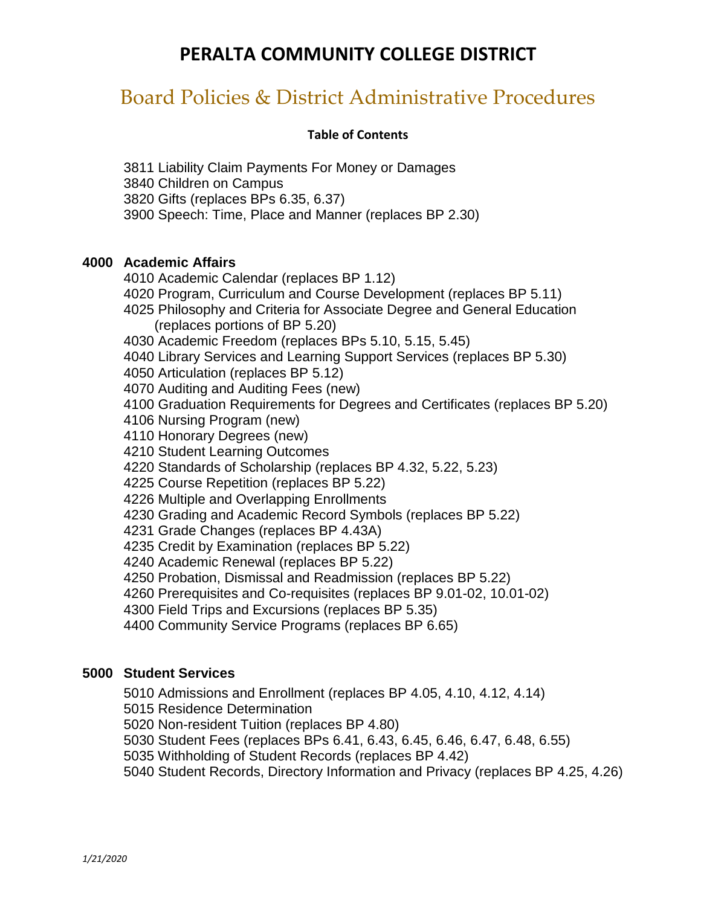# PERALTA COMMUNITY COLLEGE DISTRICT

## Board Policies & District Administrative Procedures

**Table of Contents**

3811 Liability Claim Payments For Money or Damages
3840 Children on Campus
3820 Gifts (replaces BPs 6.35, 6.37)
3900 Speech: Time, Place and Manner (replaces BP 2.30)

### 4000 Academic Affairs

4010 Academic Calendar (replaces BP 1.12)
4020 Program, Curriculum and Course Development (replaces BP 5.11)
4025 Philosophy and Criteria for Associate Degree and General Education (replaces portions of BP 5.20)
4030 Academic Freedom (replaces BPs 5.10, 5.15, 5.45)
4040 Library Services and Learning Support Services (replaces BP 5.30)
4050 Articulation (replaces BP 5.12)
4070 Auditing and Auditing Fees (new)
4100 Graduation Requirements for Degrees and Certificates (replaces BP 5.20)
4106 Nursing Program (new)
4110 Honorary Degrees (new)
4210 Student Learning Outcomes
4220 Standards of Scholarship (replaces BP 4.32, 5.22, 5.23)
4225 Course Repetition (replaces BP 5.22)
4226 Multiple and Overlapping Enrollments
4230 Grading and Academic Record Symbols (replaces BP 5.22)
4231 Grade Changes (replaces BP 4.43A)
4235 Credit by Examination (replaces BP 5.22)
4240 Academic Renewal (replaces BP 5.22)
4250 Probation, Dismissal and Readmission (replaces BP 5.22)
4260 Prerequisites and Co-requisites (replaces BP 9.01-02, 10.01-02)
4300 Field Trips and Excursions (replaces BP 5.35)
4400 Community Service Programs (replaces BP 6.65)

### 5000 Student Services

5010 Admissions and Enrollment (replaces BP 4.05, 4.10, 4.12, 4.14)
5015 Residence Determination
5020 Non-resident Tuition (replaces BP 4.80)
5030 Student Fees (replaces BPs 6.41, 6.43, 6.45, 6.46, 6.47, 6.48, 6.55)
5035 Withholding of Student Records (replaces BP 4.42)
5040 Student Records, Directory Information and Privacy (replaces BP 4.25, 4.26)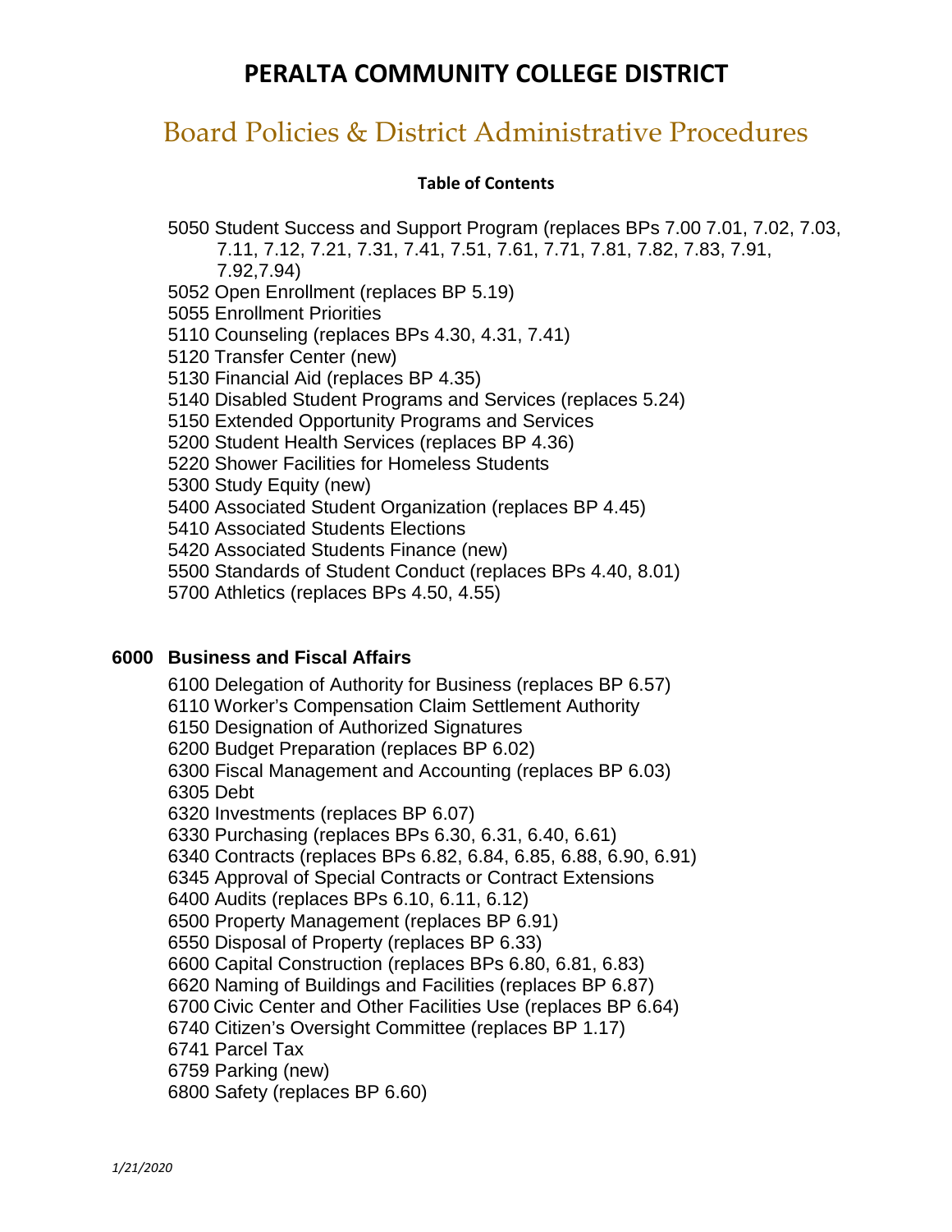# PERALTA COMMUNITY COLLEGE DISTRICT

## Board Policies & District Administrative Procedures

**Table of Contents**

- 5050 Student Success and Support Program (replaces BPs 7.00 7.01, 7.02, 7.03, 7.11, 7.12, 7.21, 7.31, 7.41, 7.51, 7.61, 7.71, 7.81, 7.82, 7.83, 7.91, 7.92,7.94)
- 5052 Open Enrollment (replaces BP 5.19)
- 5055 Enrollment Priorities
- 5110 Counseling (replaces BPs 4.30, 4.31, 7.41)
- 5120 Transfer Center (new)
- 5130 Financial Aid (replaces BP 4.35)
- 5140 Disabled Student Programs and Services (replaces 5.24)
- 5150 Extended Opportunity Programs and Services
- 5200 Student Health Services (replaces BP 4.36)
- 5220 Shower Facilities for Homeless Students
- 5300 Study Equity (new)
- 5400 Associated Student Organization (replaces BP 4.45)
- 5410 Associated Students Elections
- 5420 Associated Students Finance (new)
- 5500 Standards of Student Conduct (replaces BPs 4.40, 8.01)
- 5700 Athletics (replaces BPs 4.50, 4.55)

### 6000 Business and Fiscal Affairs

- 6100 Delegation of Authority for Business (replaces BP 6.57)
- 6110 Worker's Compensation Claim Settlement Authority
- 6150 Designation of Authorized Signatures
- 6200 Budget Preparation (replaces BP 6.02)
- 6300 Fiscal Management and Accounting (replaces BP 6.03)
- 6305 Debt
- 6320 Investments (replaces BP 6.07)
- 6330 Purchasing (replaces BPs 6.30, 6.31, 6.40, 6.61)
- 6340 Contracts (replaces BPs 6.82, 6.84, 6.85, 6.88, 6.90, 6.91)
- 6345 Approval of Special Contracts or Contract Extensions
- 6400 Audits (replaces BPs 6.10, 6.11, 6.12)
- 6500 Property Management (replaces BP 6.91)
- 6550 Disposal of Property (replaces BP 6.33)
- 6600 Capital Construction (replaces BPs 6.80, 6.81, 6.83)
- 6620 Naming of Buildings and Facilities (replaces BP 6.87)
- 6700 Civic Center and Other Facilities Use (replaces BP 6.64)
- 6740 Citizen's Oversight Committee (replaces BP 1.17)
- 6741 Parcel Tax
- 6759 Parking (new)
- 6800 Safety (replaces BP 6.60)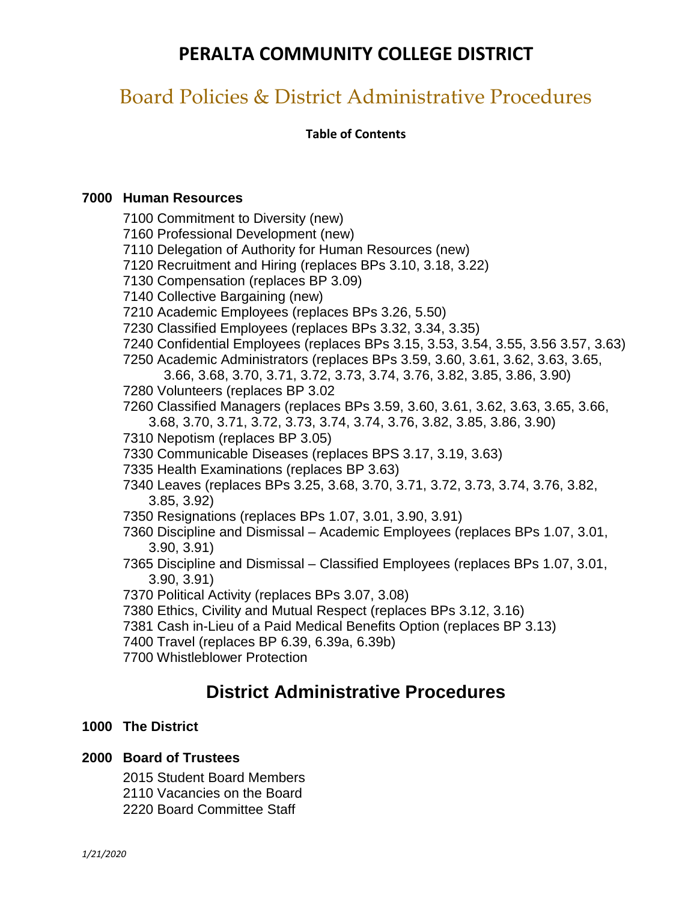# PERALTA COMMUNITY COLLEGE DISTRICT

## Board Policies & District Administrative Procedures

**Table of Contents**

**7000 Human Resources**

- 7100 Commitment to Diversity (new)
- 7160 Professional Development (new)
- 7110 Delegation of Authority for Human Resources (new)
- 7120 Recruitment and Hiring (replaces BPs 3.10, 3.18, 3.22)
- 7130 Compensation (replaces BP 3.09)
- 7140 Collective Bargaining (new)
- 7210 Academic Employees (replaces BPs 3.26, 5.50)
- 7230 Classified Employees (replaces BPs 3.32, 3.34, 3.35)
- 7240 Confidential Employees (replaces BPs 3.15, 3.53, 3.54, 3.55, 3.56 3.57, 3.63)
- 7250 Academic Administrators (replaces BPs 3.59, 3.60, 3.61, 3.62, 3.63, 3.65, 3.66, 3.68, 3.70, 3.71, 3.72, 3.73, 3.74, 3.76, 3.82, 3.85, 3.86, 3.90)
- 7280 Volunteers (replaces BP 3.02
- 7260 Classified Managers (replaces BPs 3.59, 3.60, 3.61, 3.62, 3.63, 3.65, 3.66, 3.68, 3.70, 3.71, 3.72, 3.73, 3.74, 3.74, 3.76, 3.82, 3.85, 3.86, 3.90)
- 7310 Nepotism (replaces BP 3.05)
- 7330 Communicable Diseases (replaces BPS 3.17, 3.19, 3.63)
- 7335 Health Examinations (replaces BP 3.63)
- 7340 Leaves (replaces BPs 3.25, 3.68, 3.70, 3.71, 3.72, 3.73, 3.74, 3.76, 3.82, 3.85, 3.92)
- 7350 Resignations (replaces BPs 1.07, 3.01, 3.90, 3.91)
- 7360 Discipline and Dismissal – Academic Employees (replaces BPs 1.07, 3.01, 3.90, 3.91)
- 7365 Discipline and Dismissal – Classified Employees (replaces BPs 1.07, 3.01, 3.90, 3.91)
- 7370 Political Activity (replaces BPs 3.07, 3.08)
- 7380 Ethics, Civility and Mutual Respect (replaces BPs 3.12, 3.16)
- 7381 Cash in-Lieu of a Paid Medical Benefits Option (replaces BP 3.13)
- 7400 Travel (replaces BP 6.39, 6.39a, 6.39b)
- 7700 Whistleblower Protection

## District Administrative Procedures

**1000 The District**

**2000 Board of Trustees**

- 2015 Student Board Members
- 2110 Vacancies on the Board
- 2220 Board Committee Staff

*1/21/2020*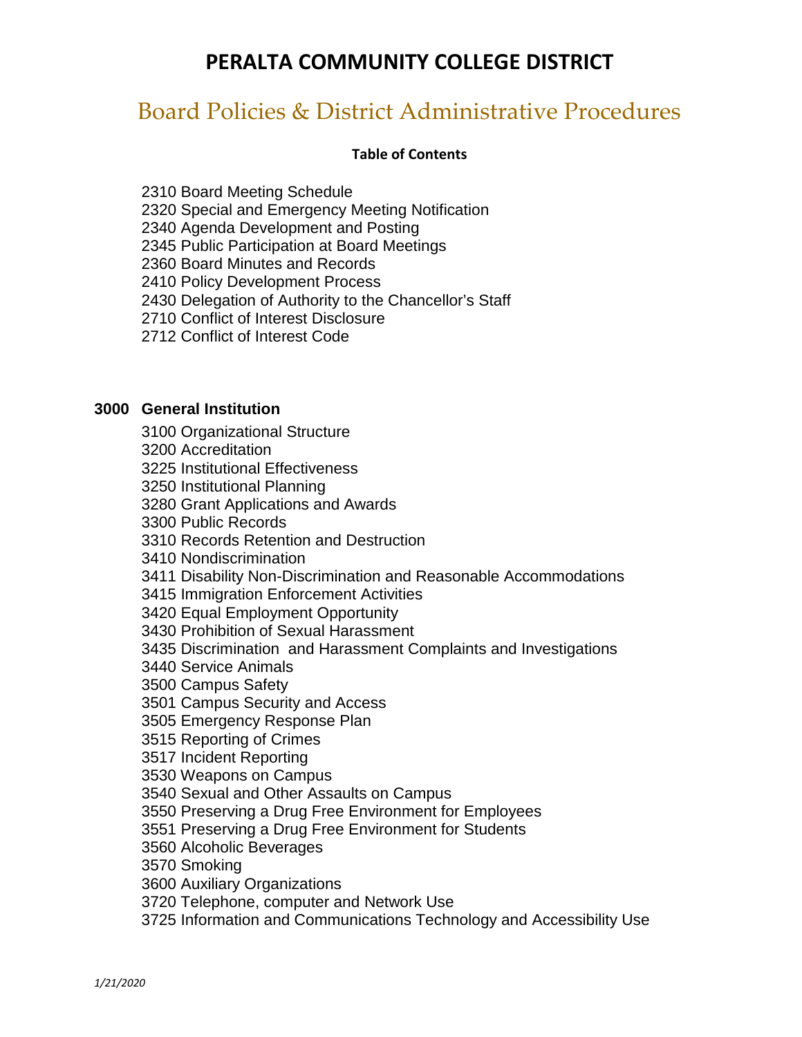# PERALTA COMMUNITY COLLEGE DISTRICT

## Board Policies & District Administrative Procedures

**Table of Contents**

2310 Board Meeting Schedule
2320 Special and Emergency Meeting Notification
2340 Agenda Development and Posting
2345 Public Participation at Board Meetings
2360 Board Minutes and Records
2410 Policy Development Process
2430 Delegation of Authority to the Chancellor's Staff
2710 Conflict of Interest Disclosure
2712 Conflict of Interest Code

### 3000 General Institution

3100 Organizational Structure
3200 Accreditation
3225 Institutional Effectiveness
3250 Institutional Planning
3280 Grant Applications and Awards
3300 Public Records
3310 Records Retention and Destruction
3410 Nondiscrimination
3411 Disability Non-Discrimination and Reasonable Accommodations
3415 Immigration Enforcement Activities
3420 Equal Employment Opportunity
3430 Prohibition of Sexual Harassment
3435 Discrimination and Harassment Complaints and Investigations
3440 Service Animals
3500 Campus Safety
3501 Campus Security and Access
3505 Emergency Response Plan
3515 Reporting of Crimes
3517 Incident Reporting
3530 Weapons on Campus
3540 Sexual and Other Assaults on Campus
3550 Preserving a Drug Free Environment for Employees
3551 Preserving a Drug Free Environment for Students
3560 Alcoholic Beverages
3570 Smoking
3600 Auxiliary Organizations
3720 Telephone, computer and Network Use
3725 Information and Communications Technology and Accessibility Use

*1/21/2020*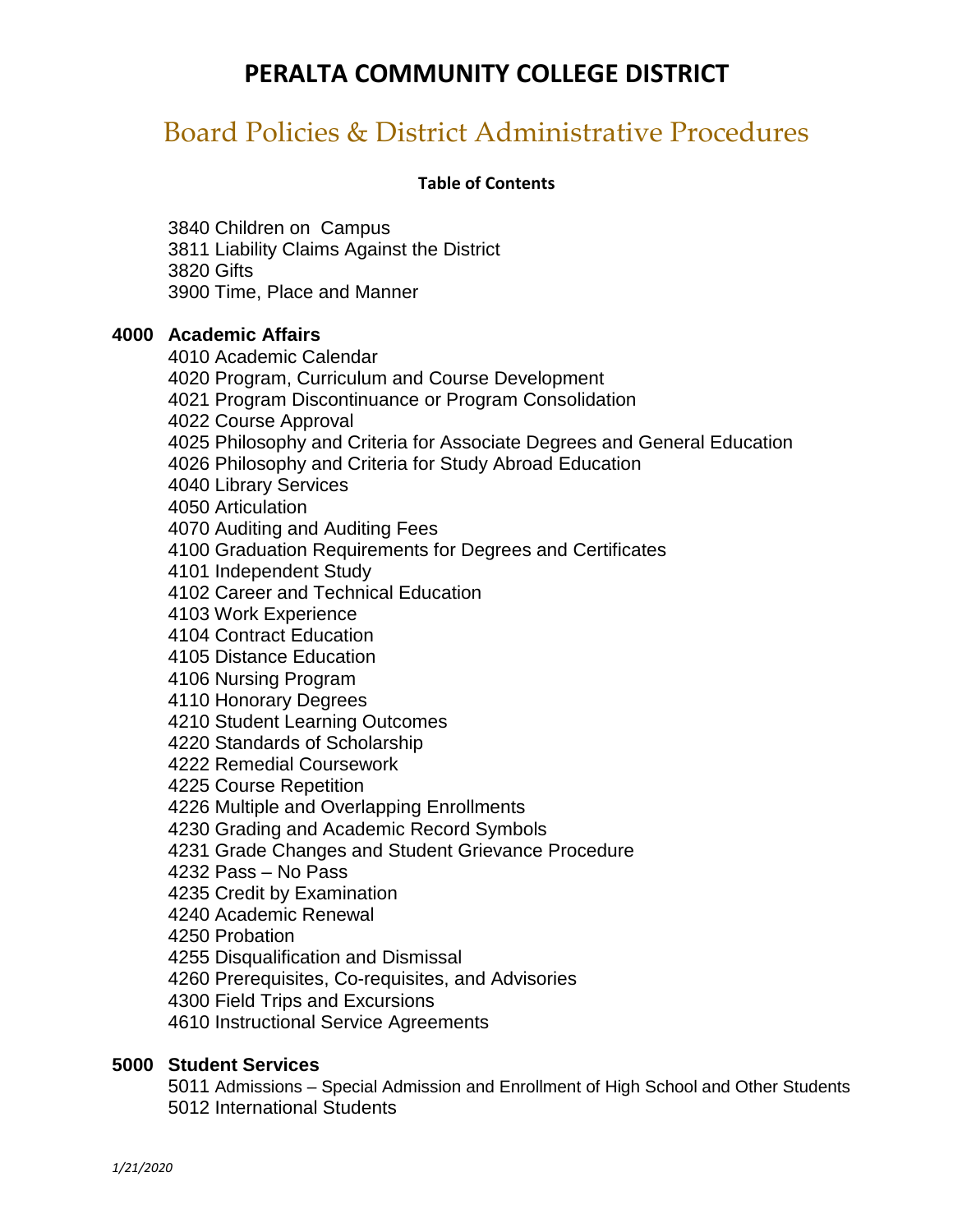# PERALTA COMMUNITY COLLEGE DISTRICT

## Board Policies & District Administrative Procedures

**Table of Contents**

3840 Children on Campus
3811 Liability Claims Against the District
3820 Gifts
3900 Time, Place and Manner

### 4000 Academic Affairs

4010 Academic Calendar
4020 Program, Curriculum and Course Development
4021 Program Discontinuance or Program Consolidation
4022 Course Approval
4025 Philosophy and Criteria for Associate Degrees and General Education
4026 Philosophy and Criteria for Study Abroad Education
4040 Library Services
4050 Articulation
4070 Auditing and Auditing Fees
4100 Graduation Requirements for Degrees and Certificates
4101 Independent Study
4102 Career and Technical Education
4103 Work Experience
4104 Contract Education
4105 Distance Education
4106 Nursing Program
4110 Honorary Degrees
4210 Student Learning Outcomes
4220 Standards of Scholarship
4222 Remedial Coursework
4225 Course Repetition
4226 Multiple and Overlapping Enrollments
4230 Grading and Academic Record Symbols
4231 Grade Changes and Student Grievance Procedure
4232 Pass – No Pass
4235 Credit by Examination
4240 Academic Renewal
4250 Probation
4255 Disqualification and Dismissal
4260 Prerequisites, Co-requisites, and Advisories
4300 Field Trips and Excursions
4610 Instructional Service Agreements

### 5000 Student Services

5011 Admissions – Special Admission and Enrollment of High School and Other Students
5012 International Students

*1/21/2020*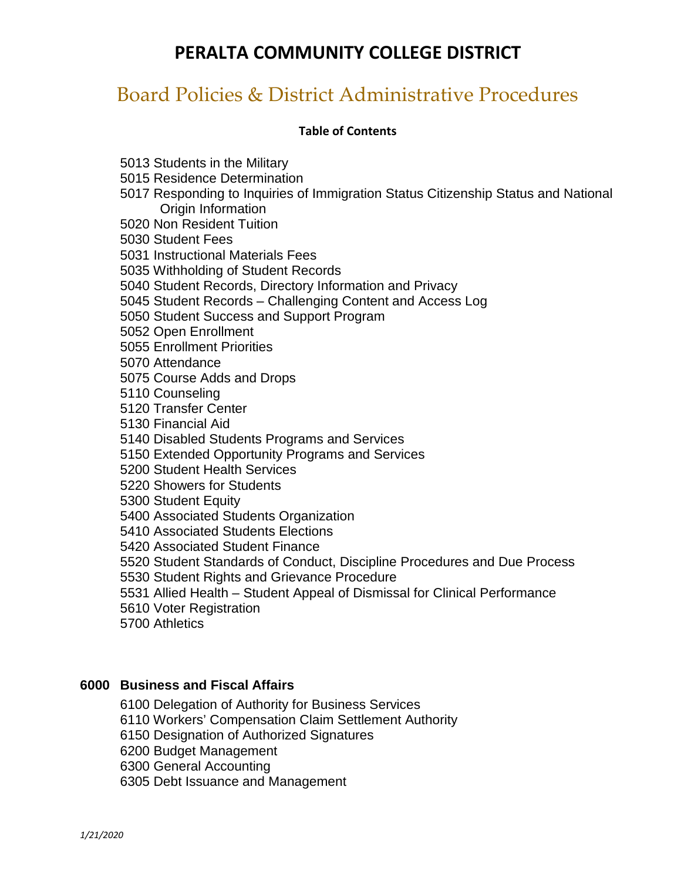# PERALTA COMMUNITY COLLEGE DISTRICT

## Board Policies & District Administrative Procedures

**Table of Contents**

- 5013 Students in the Military
- 5015 Residence Determination
- 5017 Responding to Inquiries of Immigration Status Citizenship Status and National Origin Information
- 5020 Non Resident Tuition
- 5030 Student Fees
- 5031 Instructional Materials Fees
- 5035 Withholding of Student Records
- 5040 Student Records, Directory Information and Privacy
- 5045 Student Records – Challenging Content and Access Log
- 5050 Student Success and Support Program
- 5052 Open Enrollment
- 5055 Enrollment Priorities
- 5070 Attendance
- 5075 Course Adds and Drops
- 5110 Counseling
- 5120 Transfer Center
- 5130 Financial Aid
- 5140 Disabled Students Programs and Services
- 5150 Extended Opportunity Programs and Services
- 5200 Student Health Services
- 5220 Showers for Students
- 5300 Student Equity
- 5400 Associated Students Organization
- 5410 Associated Students Elections
- 5420 Associated Student Finance
- 5520 Student Standards of Conduct, Discipline Procedures and Due Process
- 5530 Student Rights and Grievance Procedure
- 5531 Allied Health – Student Appeal of Dismissal for Clinical Performance
- 5610 Voter Registration
- 5700 Athletics

### 6000 Business and Fiscal Affairs

- 6100 Delegation of Authority for Business Services
- 6110 Workers' Compensation Claim Settlement Authority
- 6150 Designation of Authorized Signatures
- 6200 Budget Management
- 6300 General Accounting
- 6305 Debt Issuance and Management

*1/21/2020*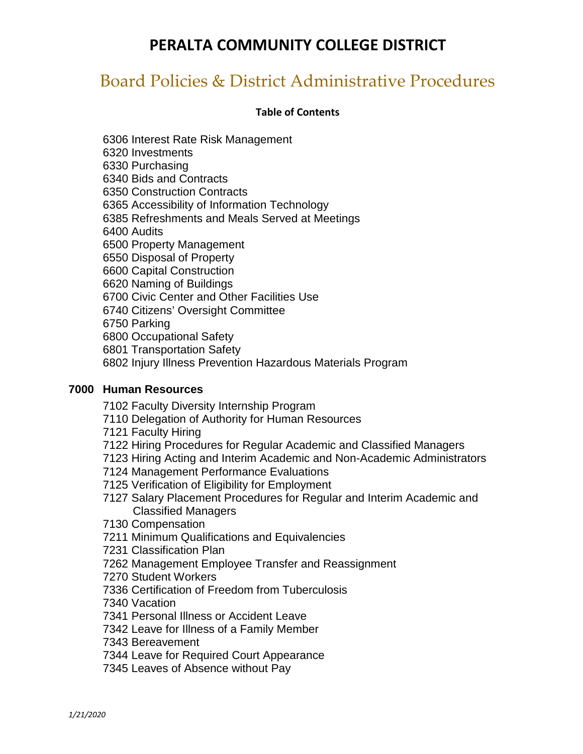# PERALTA COMMUNITY COLLEGE DISTRICT

## Board Policies & District Administrative Procedures

**Table of Contents**

- 6306 Interest Rate Risk Management
- 6320 Investments
- 6330 Purchasing
- 6340 Bids and Contracts
- 6350 Construction Contracts
- 6365 Accessibility of Information Technology
- 6385 Refreshments and Meals Served at Meetings
- 6400 Audits
- 6500 Property Management
- 6550 Disposal of Property
- 6600 Capital Construction
- 6620 Naming of Buildings
- 6700 Civic Center and Other Facilities Use
- 6740 Citizens' Oversight Committee
- 6750 Parking
- 6800 Occupational Safety
- 6801 Transportation Safety
- 6802 Injury Illness Prevention Hazardous Materials Program

### 7000 Human Resources

- 7102 Faculty Diversity Internship Program
- 7110 Delegation of Authority for Human Resources
- 7121 Faculty Hiring
- 7122 Hiring Procedures for Regular Academic and Classified Managers
- 7123 Hiring Acting and Interim Academic and Non-Academic Administrators
- 7124 Management Performance Evaluations
- 7125 Verification of Eligibility for Employment
- 7127 Salary Placement Procedures for Regular and Interim Academic and Classified Managers
- 7130 Compensation
- 7211 Minimum Qualifications and Equivalencies
- 7231 Classification Plan
- 7262 Management Employee Transfer and Reassignment
- 7270 Student Workers
- 7336 Certification of Freedom from Tuberculosis
- 7340 Vacation
- 7341 Personal Illness or Accident Leave
- 7342 Leave for Illness of a Family Member
- 7343 Bereavement
- 7344 Leave for Required Court Appearance
- 7345 Leaves of Absence without Pay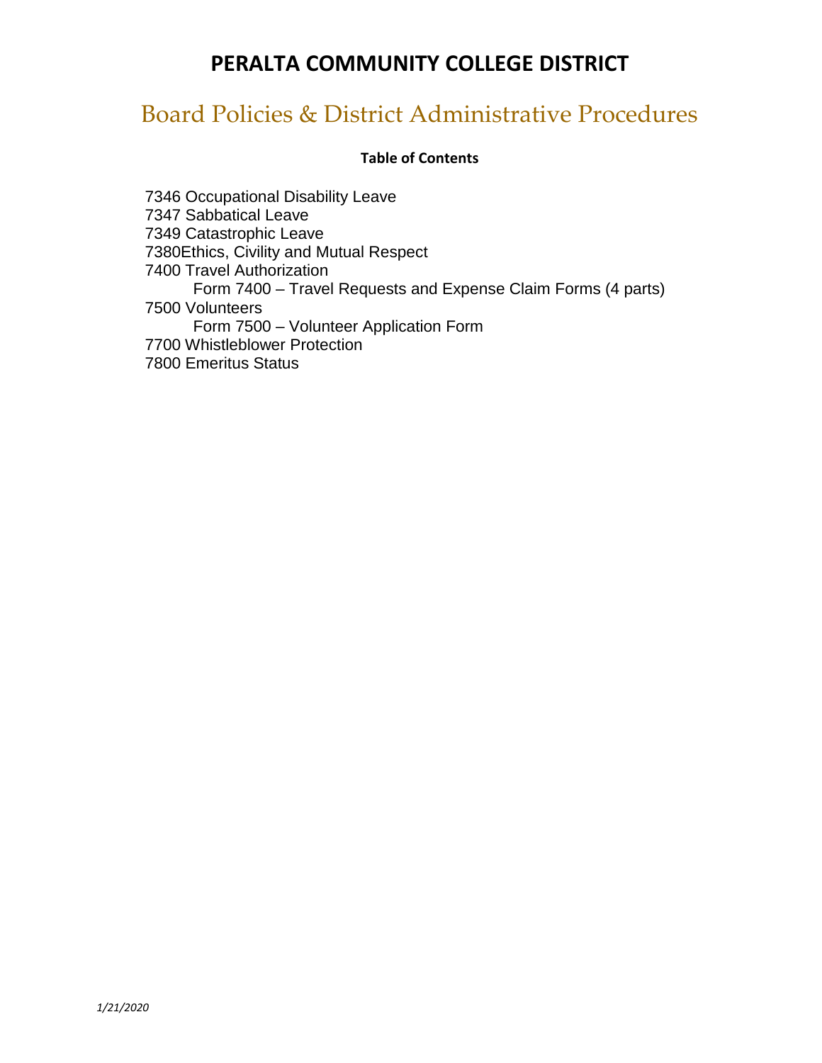# PERALTA COMMUNITY COLLEGE DISTRICT

## Board Policies & District Administrative Procedures

**Table of Contents**

7346 Occupational Disability Leave
7347 Sabbatical Leave
7349 Catastrophic Leave
7380Ethics, Civility and Mutual Respect
7400 Travel Authorization
    Form 7400 – Travel Requests and Expense Claim Forms (4 parts)
7500 Volunteers
    Form 7500 – Volunteer Application Form
7700 Whistleblower Protection
7800 Emeritus Status

*1/21/2020*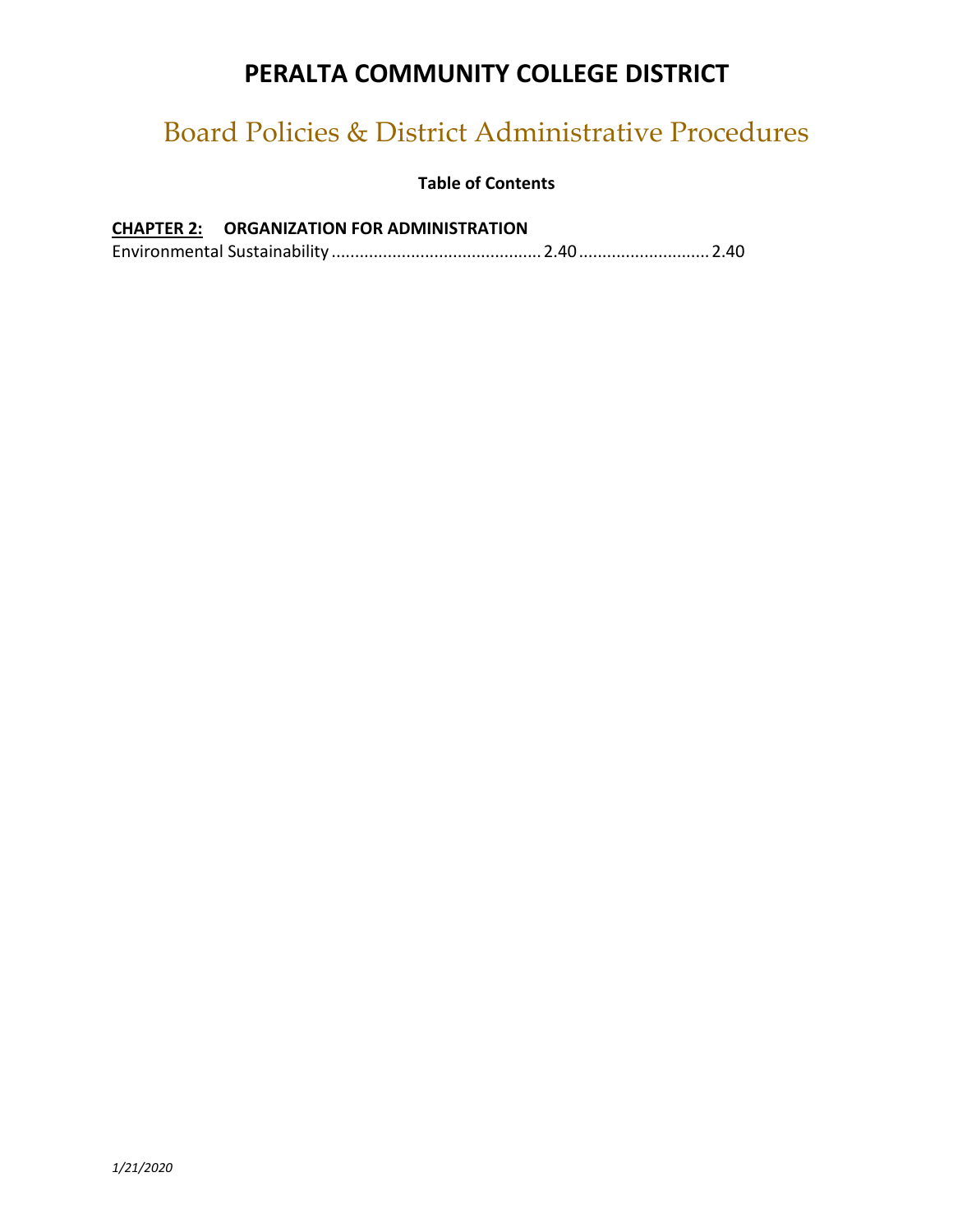# PERALTA COMMUNITY COLLEGE DISTRICT

## Board Policies & District Administrative Procedures

**Table of Contents**

**CHAPTER 2: ORGANIZATION FOR ADMINISTRATION**

Environmental Sustainability ............................................ 2.40 ........................... 2.40

*1/21/2020*